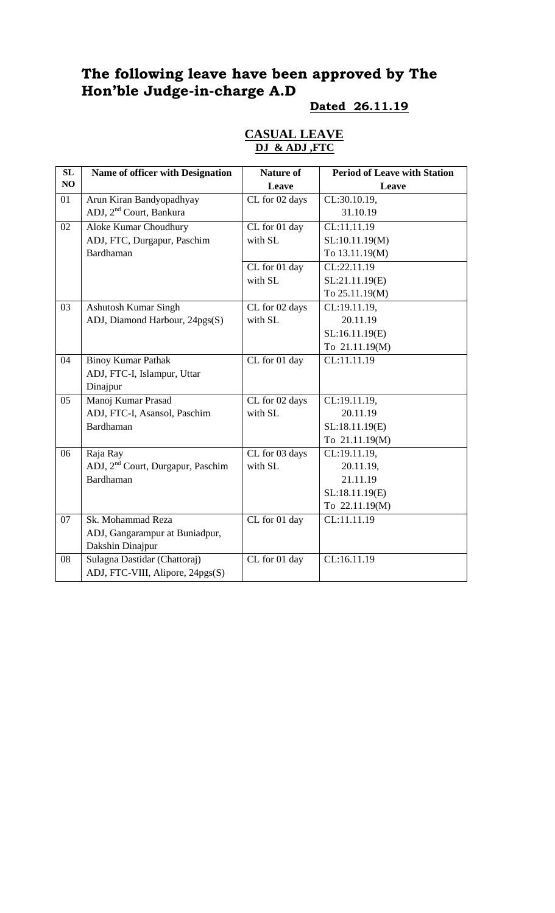# The following leave have been approved by The Hon'ble Judge-in-charge A.D

**Dated 26.11.19**

## CASUAL LEAVE

**DJ & ADJ ,FTC**

| SL NO | Name of officer with Designation | Nature of Leave | Period of Leave with Station Leave |
|---|---|---|---|
| 01 | Arun Kiran Bandyopadhyay<br>ADJ, 2nd Court, Bankura | CL for 02 days | CL:30.10.19,<br>31.10.19 |
| 02 | Aloke Kumar Choudhury<br>ADJ, FTC, Durgapur, Paschim Bardhaman | CL for 01 day with SL | CL:11.11.19<br>SL:10.11.19(M)<br>To 13.11.19(M) |
| | | CL for 01 day with SL | CL:22.11.19<br>SL:21.11.19(E)<br>To 25.11.19(M) |
| 03 | Ashutosh Kumar Singh<br>ADJ, Diamond Harbour, 24pgs(S) | CL for 02 days with SL | CL:19.11.19,<br>20.11.19<br>SL:16.11.19(E)<br>To 21.11.19(M) |
| 04 | Binoy Kumar Pathak<br>ADJ, FTC-I, Islampur, Uttar Dinajpur | CL for 01 day | CL:11.11.19 |
| 05 | Manoj Kumar Prasad<br>ADJ, FTC-I, Asansol, Paschim Bardhaman | CL for 02 days with SL | CL:19.11.19,<br>20.11.19<br>SL:18.11.19(E)<br>To 21.11.19(M) |
| 06 | Raja Ray<br>ADJ, 2nd Court, Durgapur, Paschim Bardhaman | CL for 03 days with SL | CL:19.11.19,<br>20.11.19,<br>21.11.19<br>SL:18.11.19(E)<br>To 22.11.19(M) |
| 07 | Sk. Mohammad Reza<br>ADJ, Gangarampur at Buniadpur, Dakshin Dinajpur | CL for 01 day | CL:11.11.19 |
| 08 | Sulagna Dastidar (Chattoraj)<br>ADJ, FTC-VIII, Alipore, 24pgs(S) | CL for 01 day | CL:16.11.19 |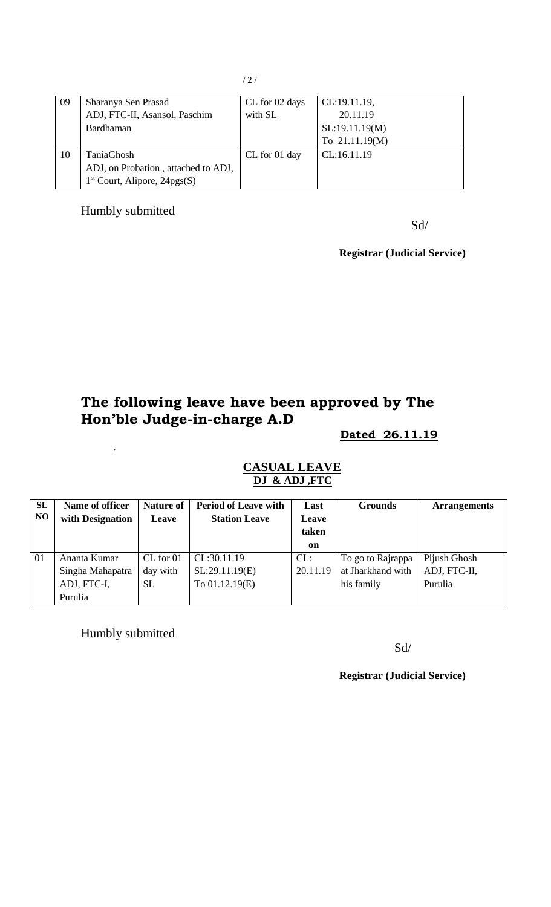| 09 | Sharanya Sen Prasad<br>ADJ, FTC-II, Asansol, Paschim Bardhaman | CL for 02 days with SL | CL:19.11.19, 20.11.19<br>SL:19.11.19(M)<br>To 21.11.19(M) |
|---|---|---|---|
| 10 | TaniaGhosh<br>ADJ, on Probation , attached to ADJ, 1st Court, Alipore, 24pgs(S) | CL for 01 day | CL:16.11.19 |

Humbly submitted

Sd/

**Registrar (Judicial Service)**

## The following leave have been approved by The Hon'ble Judge-in-charge A.D

**Dated 26.11.19**

**CASUAL LEAVE**

**DJ & ADJ ,FTC**

| SL NO | Name of officer with Designation | Nature of Leave | Period of Leave with Station Leave | Last Leave taken on | Grounds | Arrangements |
|---|---|---|---|---|---|---|
| 01 | Ananta Kumar Singha Mahapatra ADJ, FTC-I, Purulia | CL for 01 day with SL | CL:30.11.19<br>SL:29.11.19(E)<br>To 01.12.19(E) | CL: 20.11.19 | To go to Rajrappa at Jharkhand with his family | Pijush Ghosh ADJ, FTC-II, Purulia |

Humbly submitted

Sd/

**Registrar (Judicial Service)**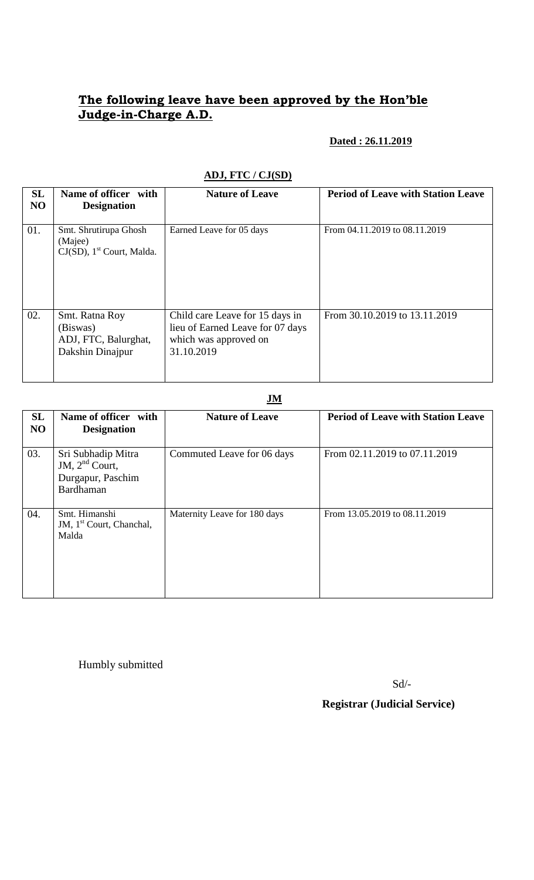## **The following leave have been approved by the Hon'ble Judge-in-Charge A.D.**

**Dated : 26.11.2019**

**ADJ, FTC / CJ(SD)**

| SL NO | Name of officer with Designation | Nature of Leave | Period of Leave with Station Leave |
|---|---|---|---|
| 01. | Smt. Shrutirupa Ghosh (Majee) CJ(SD), 1st Court, Malda. | Earned Leave for 05 days | From 04.11.2019 to 08.11.2019 |
| 02. | Smt. Ratna Roy (Biswas) ADJ, FTC, Balurghat, Dakshin Dinajpur | Child care Leave for 15 days in lieu of Earned Leave for 07 days which was approved on 31.10.2019 | From 30.10.2019 to 13.11.2019 |

**JM**

| SL NO | Name of officer with Designation | Nature of Leave | Period of Leave with Station Leave |
|---|---|---|---|
| 03. | Sri Subhadip Mitra JM, 2nd Court, Durgapur, Paschim Bardhaman | Commuted Leave for 06 days | From 02.11.2019 to 07.11.2019 |
| 04. | Smt. Himanshi JM, 1st Court, Chanchal, Malda | Maternity Leave for 180 days | From 13.05.2019 to 08.11.2019 |

Humbly submitted

Sd/-

**Registrar (Judicial Service)**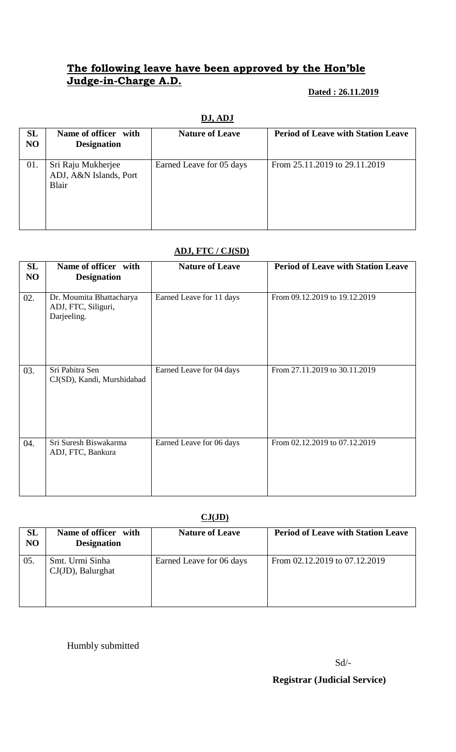## The following leave have been approved by the Hon'ble Judge-in-Charge A.D.

**Dated : 26.11.2019**

**DJ, ADJ**

| SL NO | Name of officer with Designation | Nature of Leave | Period of Leave with Station Leave |
|---|---|---|---|
| 01. | Sri Raju Mukherjee ADJ, A&N Islands, Port Blair | Earned Leave for 05 days | From 25.11.2019 to 29.11.2019 |

**ADJ, FTC / CJ(SD)**

| SL NO | Name of officer with Designation | Nature of Leave | Period of Leave with Station Leave |
|---|---|---|---|
| 02. | Dr. Moumita Bhattacharya ADJ, FTC, Siliguri, Darjeeling. | Earned Leave for 11 days | From 09.12.2019 to 19.12.2019 |
| 03. | Sri Pabitra Sen CJ(SD), Kandi, Murshidabad | Earned Leave for 04 days | From 27.11.2019 to 30.11.2019 |
| 04. | Sri Suresh Biswakarma ADJ, FTC, Bankura | Earned Leave for 06 days | From 02.12.2019 to 07.12.2019 |

**CJ(JD)**

| SL NO | Name of officer with Designation | Nature of Leave | Period of Leave with Station Leave |
|---|---|---|---|
| 05. | Smt. Urmi Sinha CJ(JD), Balurghat | Earned Leave for 06 days | From 02.12.2019 to 07.12.2019 |

Humbly submitted

Sd/-

**Registrar (Judicial Service)**